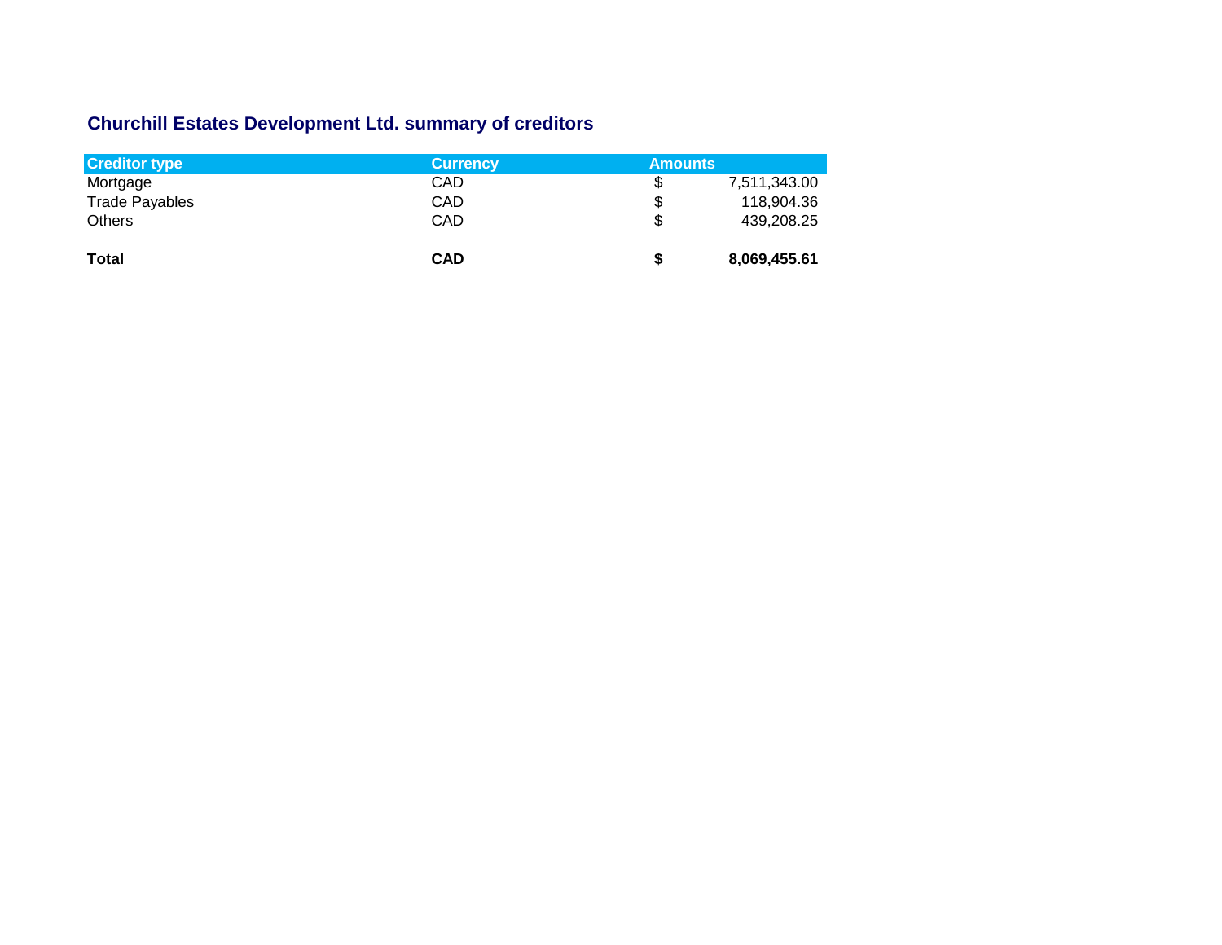## Churchill Estates Development Ltd. summary of creditors

| Creditor type | Currency | Amounts | |
|---|---|---|---|
| Mortgage | CAD | $ | 7,511,343.00 |
| Trade Payables | CAD | $ | 118,904.36 |
| Others | CAD | $ | 439,208.25 |
| | | | |
| **Total** | **CAD** | **$** | **8,069,455.61** |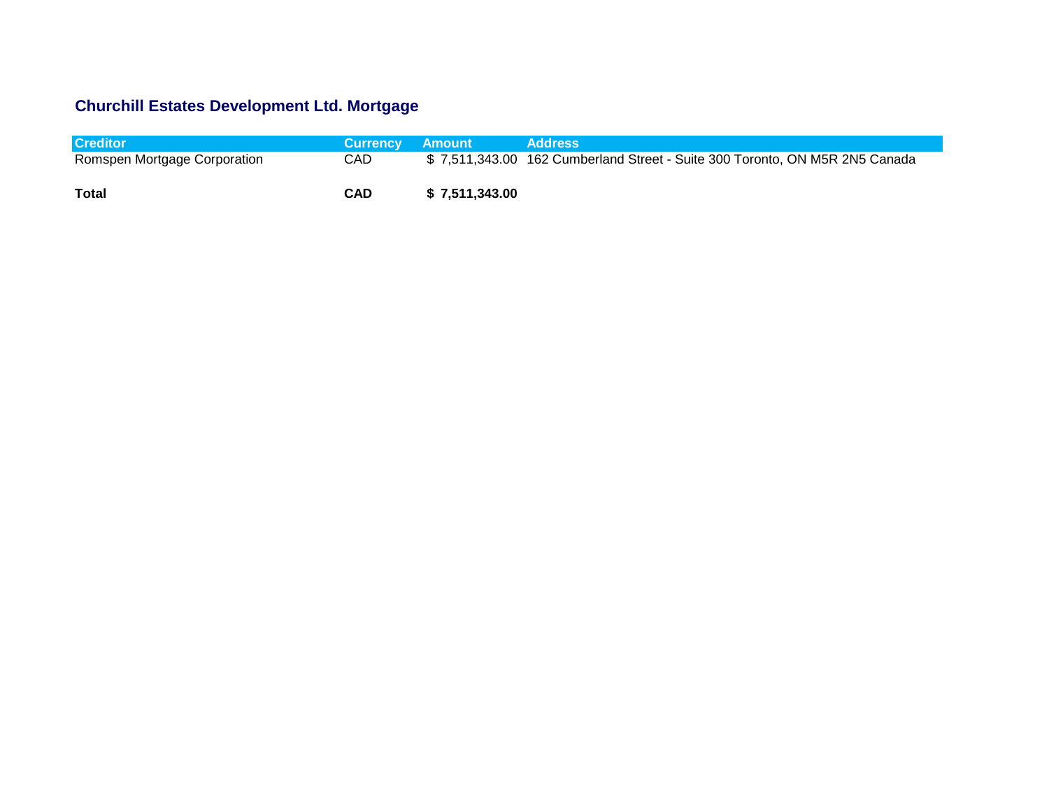## Churchill Estates Development Ltd. Mortgage

| Creditor | Currency | Amount | Address |
|---|---|---|---|
| Romspen Mortgage Corporation | CAD | $ 7,511,343.00 | 162 Cumberland Street - Suite 300 Toronto, ON M5R 2N5 Canada |
| **Total** | **CAD** | **$ 7,511,343.00** | |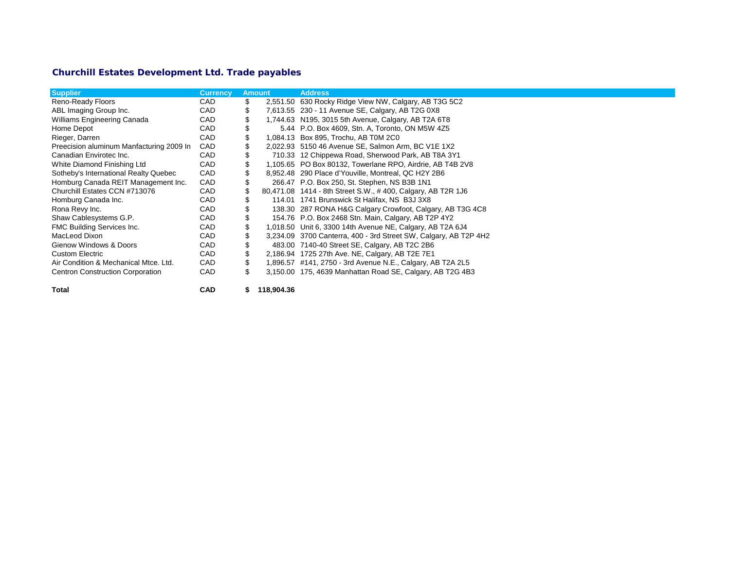## Churchill Estates Development Ltd. Trade payables

| Supplier | Currency | Amount | Address |
|---|---|---|---|
| Reno-Ready Floors | CAD | $ 2,551.50 | 630 Rocky Ridge View NW, Calgary, AB T3G 5C2 |
| ABL Imaging Group Inc. | CAD | $ 7,613.55 | 230 - 11 Avenue SE, Calgary, AB T2G 0X8 |
| Williams Engineering Canada | CAD | $ 1,744.63 | N195, 3015 5th Avenue, Calgary, AB T2A 6T8 |
| Home Depot | CAD | $ 5.44 | P.O. Box 4609, Stn. A, Toronto, ON M5W 4Z5 |
| Rieger, Darren | CAD | $ 1,084.13 | Box 895, Trochu, AB T0M 2C0 |
| Preecision aluminum Manfacturing 2009 In | CAD | $ 2,022.93 | 5150 46 Avenue SE, Salmon Arm, BC V1E 1X2 |
| Canadian Envirotec Inc. | CAD | $ 710.33 | 12 Chippewa Road, Sherwood Park, AB T8A 3Y1 |
| White Diamond Finishing Ltd | CAD | $ 1,105.65 | PO Box 80132, Towerlane RPO, Airdrie, AB T4B 2V8 |
| Sotheby's International Realty Quebec | CAD | $ 8,952.48 | 290 Place d'Youville, Montreal, QC H2Y 2B6 |
| Homburg Canada REIT Management Inc. | CAD | $ 266.47 | P.O. Box 250, St. Stephen, NS B3B 1N1 |
| Churchill Estates CCN #713076 | CAD | $ 80,471.08 | 1414 - 8th Street S.W., # 400, Calgary, AB T2R 1J6 |
| Homburg Canada Inc. | CAD | $ 114.01 | 1741 Brunswick St Halifax, NS B3J 3X8 |
| Rona Revy Inc. | CAD | $ 138.30 | 287 RONA H&G Calgary Crowfoot, Calgary, AB T3G 4C8 |
| Shaw Cablesystems G.P. | CAD | $ 154.76 | P.O. Box 2468 Stn. Main, Calgary, AB T2P 4Y2 |
| FMC Building Services Inc. | CAD | $ 1,018.50 | Unit 6, 3300 14th Avenue NE, Calgary, AB T2A 6J4 |
| MacLeod Dixon | CAD | $ 3,234.09 | 3700 Canterra, 400 - 3rd Street SW, Calgary, AB T2P 4H2 |
| Gienow Windows & Doors | CAD | $ 483.00 | 7140-40 Street SE, Calgary, AB T2C 2B6 |
| Custom Electric | CAD | $ 2,186.94 | 1725 27th Ave. NE, Calgary, AB T2E 7E1 |
| Air Condition & Mechanical Mtce. Ltd. | CAD | $ 1,896.57 | #141, 2750 - 3rd Avenue N.E., Calgary, AB T2A 2L5 |
| Centron Construction Corporation | CAD | $ 3,150.00 | 175, 4639 Manhattan Road SE, Calgary, AB T2G 4B3 |
| **Total** | **CAD** | **$ 118,904.36** | |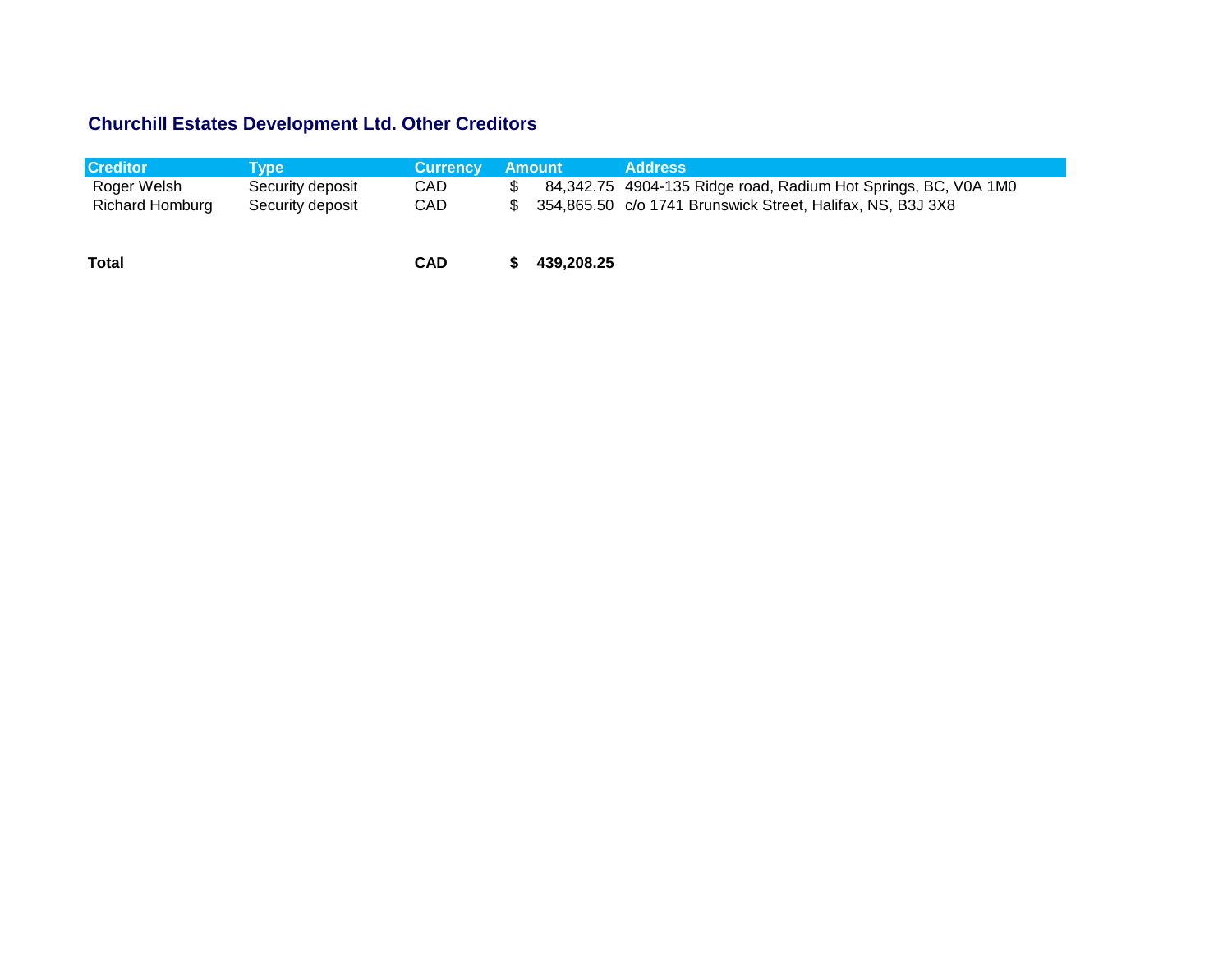## Churchill Estates Development Ltd. Other Creditors

| Creditor | Type | Currency | Amount | Address |
|---|---|---|---|---|
| Roger Welsh | Security deposit | CAD | $ 84,342.75 | 4904-135 Ridge road, Radium Hot Springs, BC, V0A 1M0 |
| Richard Homburg | Security deposit | CAD | $ 354,865.50 | c/o 1741 Brunswick Street, Halifax, NS, B3J 3X8 |
| **Total** | | **CAD** | **$ 439,208.25** | |